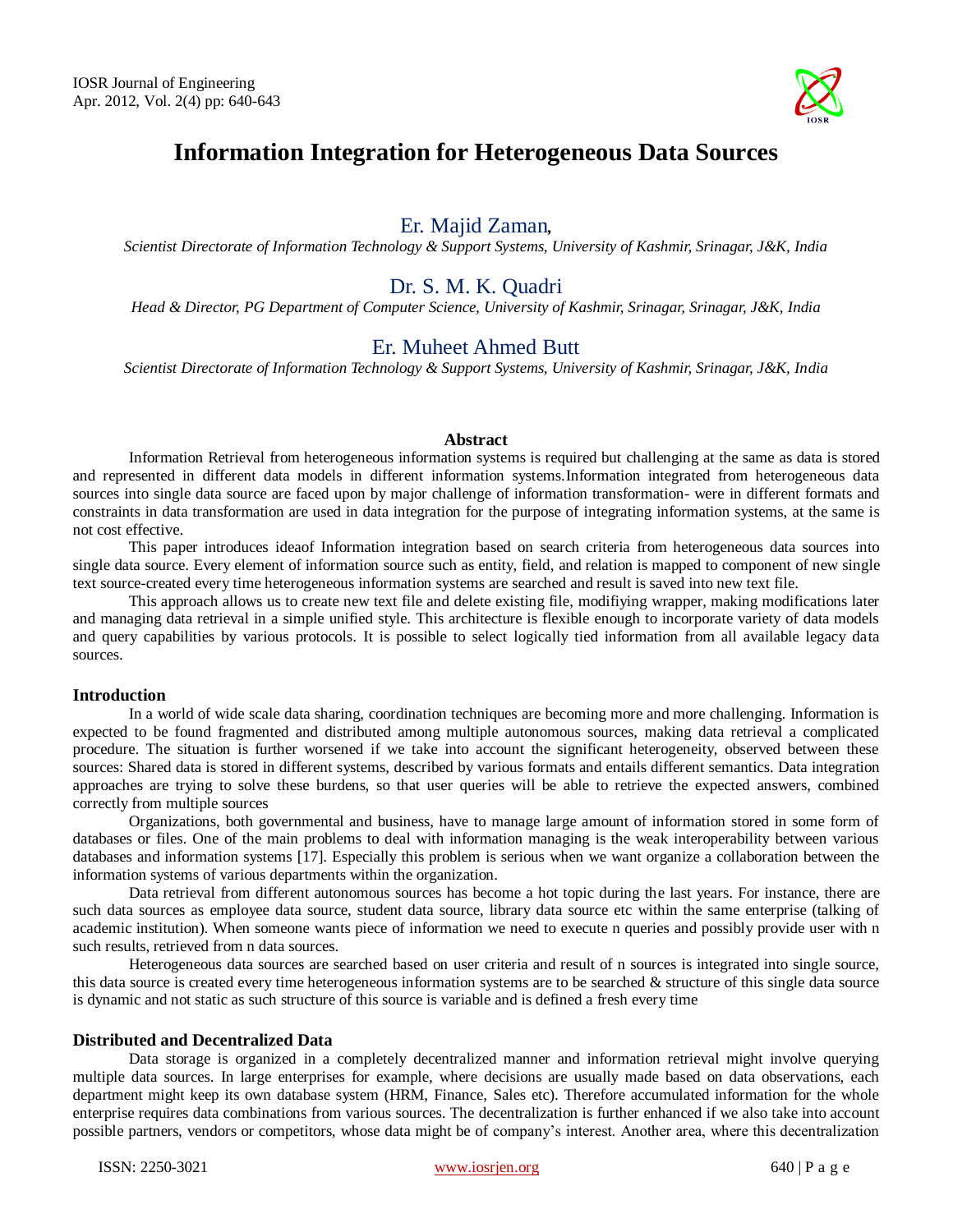# Information Integration for Heterogeneous Data Sources

## Er. Majid Zaman,

*Scientist Directorate of Information Technology & Support Systems, University of Kashmir, Srinagar, J&K, India*

## Dr. S. M. K. Quadri

*Head & Director, PG Department of Computer Science, University of Kashmir, Srinagar, Srinagar, J&K, India*

## Er. Muheet Ahmed Butt

*Scientist Directorate of Information Technology & Support Systems, University of Kashmir, Srinagar, J&K, India*

### Abstract

Information Retrieval from heterogeneous information systems is required but challenging at the same as data is stored and represented in different data models in different information systems.Information integrated from heterogeneous data sources into single data source are faced upon by major challenge of information transformation- were in different formats and constraints in data transformation are used in data integration for the purpose of integrating information systems, at the same is not cost effective.

This paper introduces ideaof Information integration based on search criteria from heterogeneous data sources into single data source. Every element of information source such as entity, field, and relation is mapped to component of new single text source-created every time heterogeneous information systems are searched and result is saved into new text file.

This approach allows us to create new text file and delete existing file, modifiying wrapper, making modifications later and managing data retrieval in a simple unified style. This architecture is flexible enough to incorporate variety of data models and query capabilities by various protocols. It is possible to select logically tied information from all available legacy data sources.

### Introduction

In a world of wide scale data sharing, coordination techniques are becoming more and more challenging. Information is expected to be found fragmented and distributed among multiple autonomous sources, making data retrieval a complicated procedure. The situation is further worsened if we take into account the significant heterogeneity, observed between these sources: Shared data is stored in different systems, described by various formats and entails different semantics. Data integration approaches are trying to solve these burdens, so that user queries will be able to retrieve the expected answers, combined correctly from multiple sources

Organizations, both governmental and business, have to manage large amount of information stored in some form of databases or files. One of the main problems to deal with information managing is the weak interoperability between various databases and information systems [17]. Especially this problem is serious when we want organize a collaboration between the information systems of various departments within the organization.

Data retrieval from different autonomous sources has become a hot topic during the last years. For instance, there are such data sources as employee data source, student data source, library data source etc within the same enterprise (talking of academic institution). When someone wants piece of information we need to execute n queries and possibly provide user with n such results, retrieved from n data sources.

Heterogeneous data sources are searched based on user criteria and result of n sources is integrated into single source, this data source is created every time heterogeneous information systems are to be searched & structure of this single data source is dynamic and not static as such structure of this source is variable and is defined a fresh every time

### Distributed and Decentralized Data

Data storage is organized in a completely decentralized manner and information retrieval might involve querying multiple data sources. In large enterprises for example, where decisions are usually made based on data observations, each department might keep its own database system (HRM, Finance, Sales etc). Therefore accumulated information for the whole enterprise requires data combinations from various sources. The decentralization is further enhanced if we also take into account possible partners, vendors or competitors, whose data might be of company's interest. Another area, where this decentralization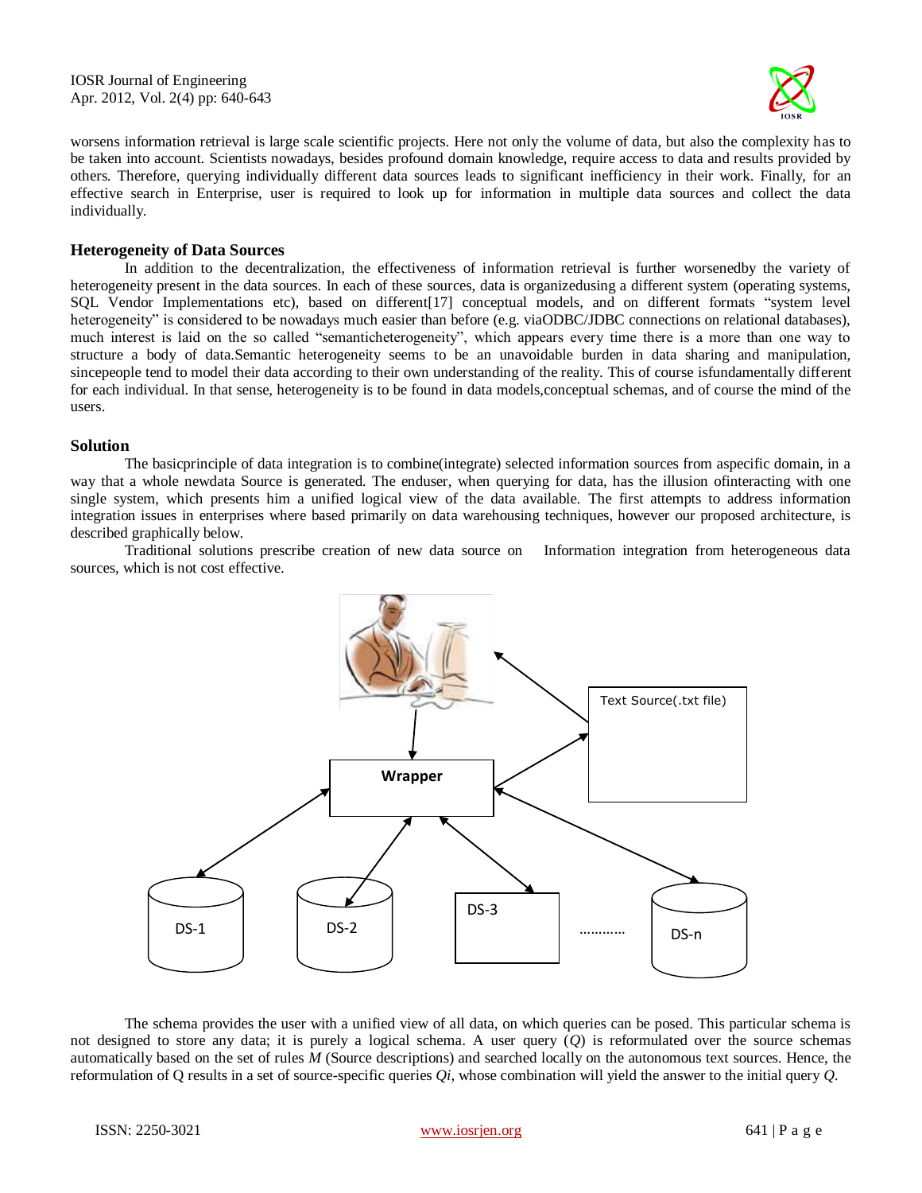worsens information retrieval is large scale scientific projects. Here not only the volume of data, but also the complexity has to be taken into account. Scientists nowadays, besides profound domain knowledge, require access to data and results provided by others. Therefore, querying individually different data sources leads to significant inefficiency in their work. Finally, for an effective search in Enterprise, user is required to look up for information in multiple data sources and collect the data individually.

## Heterogeneity of Data Sources

In addition to the decentralization, the effectiveness of information retrieval is further worsenedby the variety of heterogeneity present in the data sources. In each of these sources, data is organizedusing a different system (operating systems, SQL Vendor Implementations etc), based on different[17] conceptual models, and on different formats "system level heterogeneity" is considered to be nowadays much easier than before (e.g. viaODBC/JDBC connections on relational databases), much interest is laid on the so called "semanticheterogeneity", which appears every time there is a more than one way to structure a body of data.Semantic heterogeneity seems to be an unavoidable burden in data sharing and manipulation, sincepeople tend to model their data according to their own understanding of the reality. This of course isfundamentally different for each individual. In that sense, heterogeneity is to be found in data models,conceptual schemas, and of course the mind of the users.

## Solution

The basicprinciple of data integration is to combine(integrate) selected information sources from aspecific domain, in a way that a whole newdata Source is generated. The enduser, when querying for data, has the illusion ofinteracting with one single system, which presents him a unified logical view of the data available. The first attempts to address information integration issues in enterprises where based primarily on data warehousing techniques, however our proposed architecture, is described graphically below.

Traditional solutions prescribe creation of new data source on Information integration from heterogeneous data sources, which is not cost effective.

Text Source(.txt file)

Wrapper

DS-1 DS-2 DS-3 ………… DS-n

The schema provides the user with a unified view of all data, on which queries can be posed. This particular schema is not designed to store any data; it is purely a logical schema. A user query ($Q$) is reformulated over the source schemas automatically based on the set of rules $M$ (Source descriptions) and searched locally on the autonomous text sources. Hence, the reformulation of Q results in a set of source-specific queries $Qi$, whose combination will yield the answer to the initial query $Q$.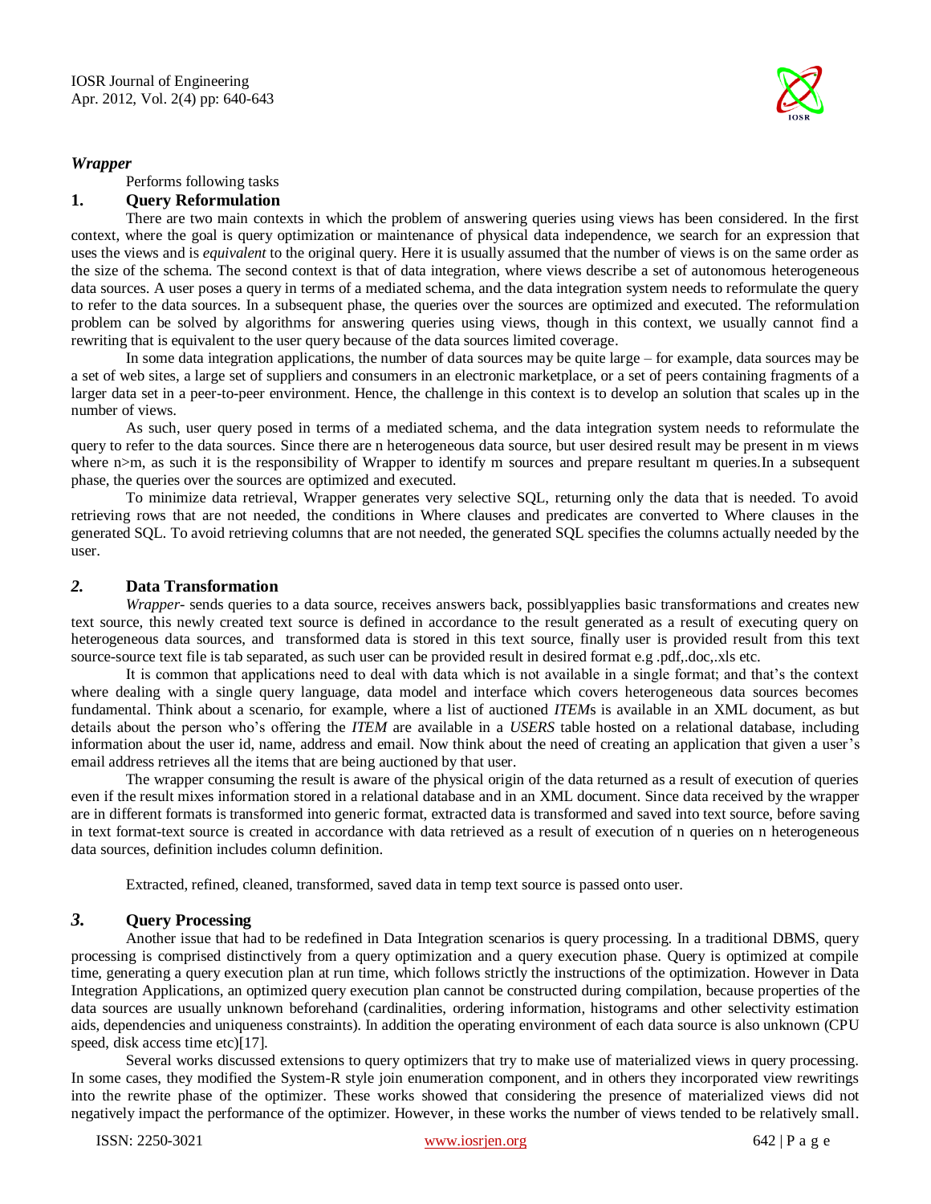### *Wrapper*

Performs following tasks

### 1. Query Reformulation

There are two main contexts in which the problem of answering queries using views has been considered. In the first context, where the goal is query optimization or maintenance of physical data independence, we search for an expression that uses the views and is *equivalent* to the original query. Here it is usually assumed that the number of views is on the same order as the size of the schema. The second context is that of data integration, where views describe a set of autonomous heterogeneous data sources. A user poses a query in terms of a mediated schema, and the data integration system needs to reformulate the query to refer to the data sources. In a subsequent phase, the queries over the sources are optimized and executed. The reformulation problem can be solved by algorithms for answering queries using views, though in this context, we usually cannot find a rewriting that is equivalent to the user query because of the data sources limited coverage.

In some data integration applications, the number of data sources may be quite large – for example, data sources may be a set of web sites, a large set of suppliers and consumers in an electronic marketplace, or a set of peers containing fragments of a larger data set in a peer-to-peer environment. Hence, the challenge in this context is to develop an solution that scales up in the number of views.

As such, user query posed in terms of a mediated schema, and the data integration system needs to reformulate the query to refer to the data sources. Since there are n heterogeneous data source, but user desired result may be present in m views where n>m, as such it is the responsibility of Wrapper to identify m sources and prepare resultant m queries.In a subsequent phase, the queries over the sources are optimized and executed.

To minimize data retrieval, Wrapper generates very selective SQL, returning only the data that is needed. To avoid retrieving rows that are not needed, the conditions in Where clauses and predicates are converted to Where clauses in the generated SQL. To avoid retrieving columns that are not needed, the generated SQL specifies the columns actually needed by the user.

### *2.* Data Transformation

*Wrapper*- sends queries to a data source, receives answers back, possiblyapplies basic transformations and creates new text source, this newly created text source is defined in accordance to the result generated as a result of executing query on heterogeneous data sources, and transformed data is stored in this text source, finally user is provided result from this text source-source text file is tab separated, as such user can be provided result in desired format e.g .pdf,.doc,.xls etc.

It is common that applications need to deal with data which is not available in a single format; and that's the context where dealing with a single query language, data model and interface which covers heterogeneous data sources becomes fundamental. Think about a scenario, for example, where a list of auctioned *ITEM*s is available in an XML document, as but details about the person who's offering the *ITEM* are available in a *USERS* table hosted on a relational database, including information about the user id, name, address and email. Now think about the need of creating an application that given a user's email address retrieves all the items that are being auctioned by that user.

The wrapper consuming the result is aware of the physical origin of the data returned as a result of execution of queries even if the result mixes information stored in a relational database and in an XML document. Since data received by the wrapper are in different formats is transformed into generic format, extracted data is transformed and saved into text source, before saving in text format-text source is created in accordance with data retrieved as a result of execution of n queries on n heterogeneous data sources, definition includes column definition.

Extracted, refined, cleaned, transformed, saved data in temp text source is passed onto user.

### *3.* Query Processing

Another issue that had to be redefined in Data Integration scenarios is query processing. In a traditional DBMS, query processing is comprised distinctively from a query optimization and a query execution phase. Query is optimized at compile time, generating a query execution plan at run time, which follows strictly the instructions of the optimization. However in Data Integration Applications, an optimized query execution plan cannot be constructed during compilation, because properties of the data sources are usually unknown beforehand (cardinalities, ordering information, histograms and other selectivity estimation aids, dependencies and uniqueness constraints). In addition the operating environment of each data source is also unknown (CPU speed, disk access time etc)[17].

Several works discussed extensions to query optimizers that try to make use of materialized views in query processing. In some cases, they modified the System-R style join enumeration component, and in others they incorporated view rewritings into the rewrite phase of the optimizer. These works showed that considering the presence of materialized views did not negatively impact the performance of the optimizer. However, in these works the number of views tended to be relatively small.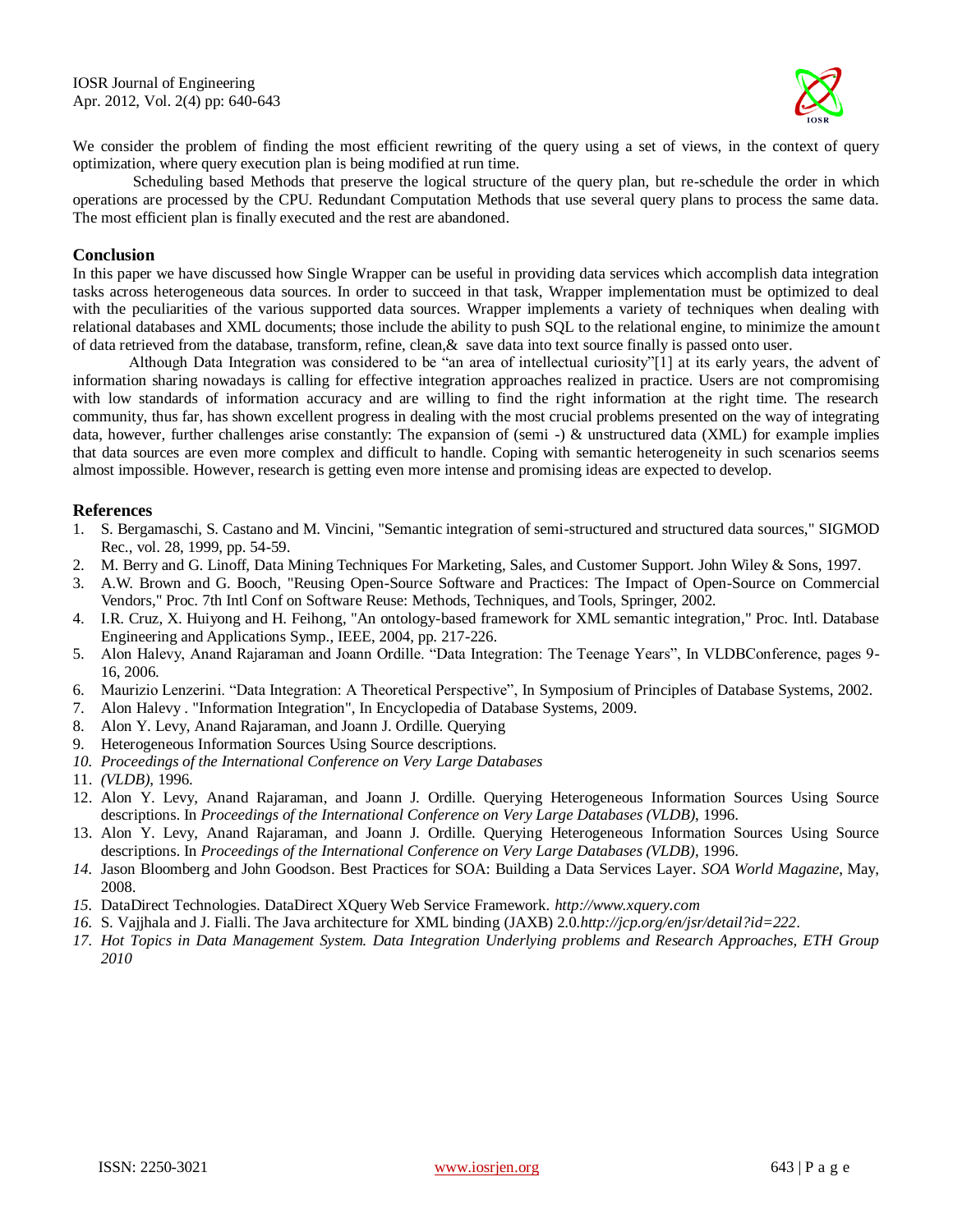We consider the problem of finding the most efficient rewriting of the query using a set of views, in the context of query optimization, where query execution plan is being modified at run time.

Scheduling based Methods that preserve the logical structure of the query plan, but re-schedule the order in which operations are processed by the CPU. Redundant Computation Methods that use several query plans to process the same data. The most efficient plan is finally executed and the rest are abandoned.

## Conclusion

In this paper we have discussed how Single Wrapper can be useful in providing data services which accomplish data integration tasks across heterogeneous data sources. In order to succeed in that task, Wrapper implementation must be optimized to deal with the peculiarities of the various supported data sources. Wrapper implements a variety of techniques when dealing with relational databases and XML documents; those include the ability to push SQL to the relational engine, to minimize the amount of data retrieved from the database, transform, refine, clean,& save data into text source finally is passed onto user.

Although Data Integration was considered to be "an area of intellectual curiosity"[1] at its early years, the advent of information sharing nowadays is calling for effective integration approaches realized in practice. Users are not compromising with low standards of information accuracy and are willing to find the right information at the right time. The research community, thus far, has shown excellent progress in dealing with the most crucial problems presented on the way of integrating data, however, further challenges arise constantly: The expansion of (semi -) & unstructured data (XML) for example implies that data sources are even more complex and difficult to handle. Coping with semantic heterogeneity in such scenarios seems almost impossible. However, research is getting even more intense and promising ideas are expected to develop.

## References

1. S. Bergamaschi, S. Castano and M. Vincini, "Semantic integration of semi-structured and structured data sources," SIGMOD Rec., vol. 28, 1999, pp. 54-59.
2. M. Berry and G. Linoff, Data Mining Techniques For Marketing, Sales, and Customer Support. John Wiley & Sons, 1997.
3. A.W. Brown and G. Booch, "Reusing Open-Source Software and Practices: The Impact of Open-Source on Commercial Vendors," Proc. 7th Intl Conf on Software Reuse: Methods, Techniques, and Tools, Springer, 2002.
4. I.R. Cruz, X. Huiyong and H. Feihong, "An ontology-based framework for XML semantic integration," Proc. Intl. Database Engineering and Applications Symp., IEEE, 2004, pp. 217-226.
5. Alon Halevy, Anand Rajaraman and Joann Ordille. "Data Integration: The Teenage Years", In VLDBConference, pages 9-16, 2006.
6. Maurizio Lenzerini. "Data Integration: A Theoretical Perspective", In Symposium of Principles of Database Systems, 2002.
7. Alon Halevy . "Information Integration", In Encyclopedia of Database Systems, 2009.
8. Alon Y. Levy, Anand Rajaraman, and Joann J. Ordille. Querying
9. Heterogeneous Information Sources Using Source descriptions.
10. *Proceedings of the International Conference on Very Large Databases*
11. *(VLDB)*, 1996.
12. Alon Y. Levy, Anand Rajaraman, and Joann J. Ordille. Querying Heterogeneous Information Sources Using Source descriptions. In *Proceedings of the International Conference on Very Large Databases (VLDB)*, 1996.
13. Alon Y. Levy, Anand Rajaraman, and Joann J. Ordille. Querying Heterogeneous Information Sources Using Source descriptions. In *Proceedings of the International Conference on Very Large Databases (VLDB)*, 1996.
14. Jason Bloomberg and John Goodson. Best Practices for SOA: Building a Data Services Layer. *SOA World Magazine*, May, 2008.
15. DataDirect Technologies. DataDirect XQuery Web Service Framework. *http://www.xquery.com*
16. S. Vajjhala and J. Fialli. The Java architecture for XML binding (JAXB) 2.0.*http://jcp.org/en/jsr/detail?id=222*.
17. *Hot Topics in Data Management System. Data Integration Underlying problems and Research Approaches, ETH Group 2010*